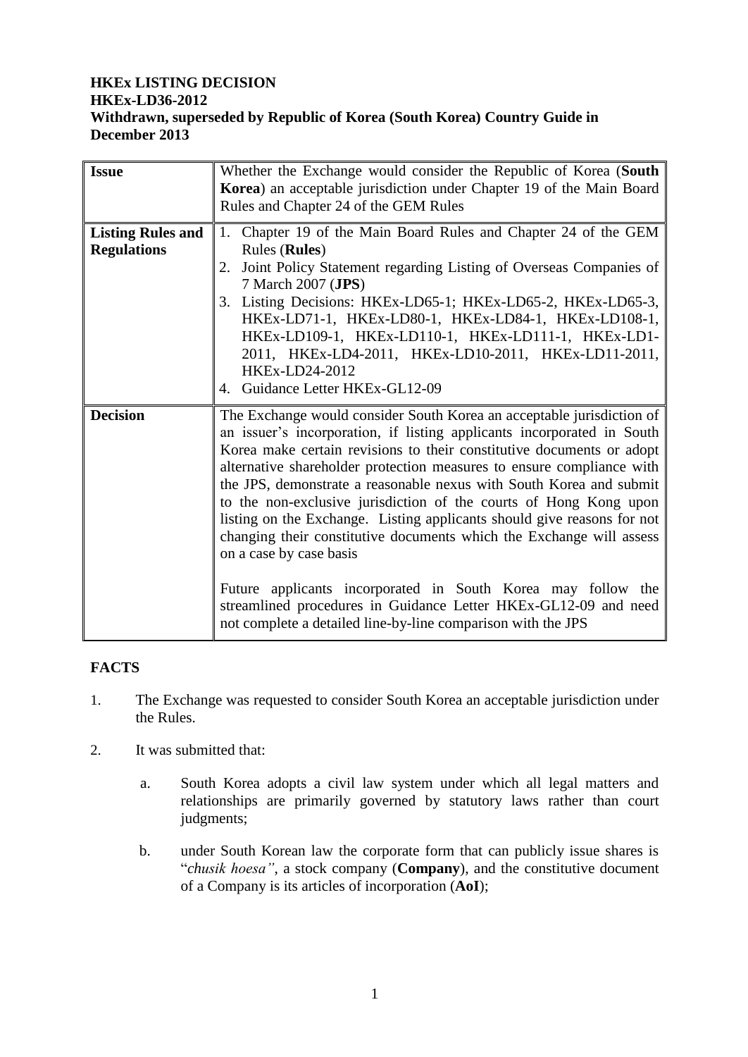**HKEx LISTING DECISION**
**HKEx-LD36-2012**
**Withdrawn, superseded by Republic of Korea (South Korea) Country Guide in December 2013**

| **Issue** | Whether the Exchange would consider the Republic of Korea (**South Korea**) an acceptable jurisdiction under Chapter 19 of the Main Board Rules and Chapter 24 of the GEM Rules |
|---|---|
| **Listing Rules and Regulations** | 1. Chapter 19 of the Main Board Rules and Chapter 24 of the GEM Rules (**Rules**)<br>2. Joint Policy Statement regarding Listing of Overseas Companies of 7 March 2007 (**JPS**)<br>3. Listing Decisions: HKEx-LD65-1; HKEx-LD65-2, HKEx-LD65-3, HKEx-LD71-1, HKEx-LD80-1, HKEx-LD84-1, HKEx-LD108-1, HKEx-LD109-1, HKEx-LD110-1, HKEx-LD111-1, HKEx-LD1-2011, HKEx-LD4-2011, HKEx-LD10-2011, HKEx-LD11-2011, HKEx-LD24-2012<br>4. Guidance Letter HKEx-GL12-09 |
| **Decision** | The Exchange would consider South Korea an acceptable jurisdiction of an issuer's incorporation, if listing applicants incorporated in South Korea make certain revisions to their constitutive documents or adopt alternative shareholder protection measures to ensure compliance with the JPS, demonstrate a reasonable nexus with South Korea and submit to the non-exclusive jurisdiction of the courts of Hong Kong upon listing on the Exchange. Listing applicants should give reasons for not changing their constitutive documents which the Exchange will assess on a case by case basis<br><br>Future applicants incorporated in South Korea may follow the streamlined procedures in Guidance Letter HKEx-GL12-09 and need not complete a detailed line-by-line comparison with the JPS |

**FACTS**

1. The Exchange was requested to consider South Korea an acceptable jurisdiction under the Rules.

2. It was submitted that:

   a. South Korea adopts a civil law system under which all legal matters and relationships are primarily governed by statutory laws rather than court judgments;

   b. under South Korean law the corporate form that can publicly issue shares is "*chusik hoesa"*, a stock company (**Company**), and the constitutive document of a Company is its articles of incorporation (**AoI**);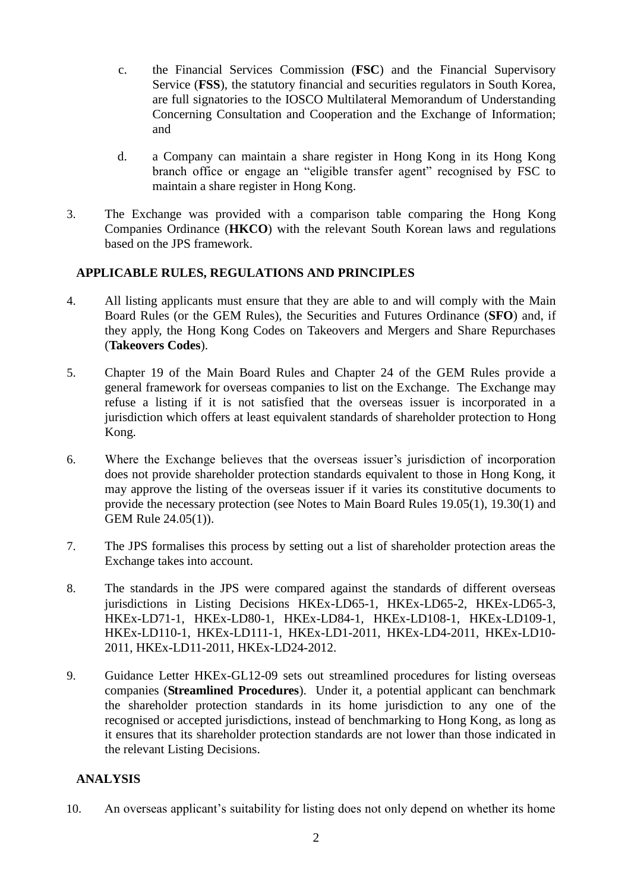c. the Financial Services Commission (**FSC**) and the Financial Supervisory Service (**FSS**), the statutory financial and securities regulators in South Korea, are full signatories to the IOSCO Multilateral Memorandum of Understanding Concerning Consultation and Cooperation and the Exchange of Information; and

d. a Company can maintain a share register in Hong Kong in its Hong Kong branch office or engage an "eligible transfer agent" recognised by FSC to maintain a share register in Hong Kong.

3. The Exchange was provided with a comparison table comparing the Hong Kong Companies Ordinance (**HKCO**) with the relevant South Korean laws and regulations based on the JPS framework.

## APPLICABLE RULES, REGULATIONS AND PRINCIPLES

4. All listing applicants must ensure that they are able to and will comply with the Main Board Rules (or the GEM Rules), the Securities and Futures Ordinance (**SFO**) and, if they apply, the Hong Kong Codes on Takeovers and Mergers and Share Repurchases (**Takeovers Codes**).

5. Chapter 19 of the Main Board Rules and Chapter 24 of the GEM Rules provide a general framework for overseas companies to list on the Exchange. The Exchange may refuse a listing if it is not satisfied that the overseas issuer is incorporated in a jurisdiction which offers at least equivalent standards of shareholder protection to Hong Kong.

6. Where the Exchange believes that the overseas issuer's jurisdiction of incorporation does not provide shareholder protection standards equivalent to those in Hong Kong, it may approve the listing of the overseas issuer if it varies its constitutive documents to provide the necessary protection (see Notes to Main Board Rules 19.05(1), 19.30(1) and GEM Rule 24.05(1)).

7. The JPS formalises this process by setting out a list of shareholder protection areas the Exchange takes into account.

8. The standards in the JPS were compared against the standards of different overseas jurisdictions in Listing Decisions HKEx-LD65-1, HKEx-LD65-2, HKEx-LD65-3, HKEx-LD71-1, HKEx-LD80-1, HKEx-LD84-1, HKEx-LD108-1, HKEx-LD109-1, HKEx-LD110-1, HKEx-LD111-1, HKEx-LD1-2011, HKEx-LD4-2011, HKEx-LD10-2011, HKEx-LD11-2011, HKEx-LD24-2012.

9. Guidance Letter HKEx-GL12-09 sets out streamlined procedures for listing overseas companies (**Streamlined Procedures**). Under it, a potential applicant can benchmark the shareholder protection standards in its home jurisdiction to any one of the recognised or accepted jurisdictions, instead of benchmarking to Hong Kong, as long as it ensures that its shareholder protection standards are not lower than those indicated in the relevant Listing Decisions.

## ANALYSIS

10. An overseas applicant's suitability for listing does not only depend on whether its home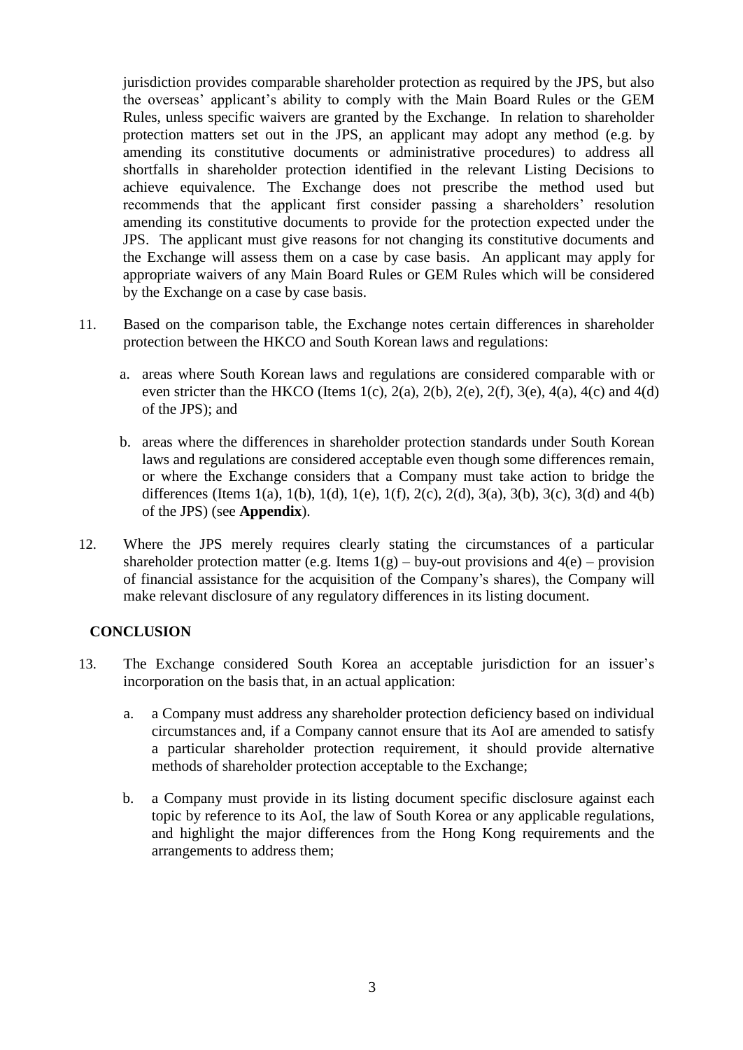jurisdiction provides comparable shareholder protection as required by the JPS, but also the overseas' applicant's ability to comply with the Main Board Rules or the GEM Rules, unless specific waivers are granted by the Exchange. In relation to shareholder protection matters set out in the JPS, an applicant may adopt any method (e.g. by amending its constitutive documents or administrative procedures) to address all shortfalls in shareholder protection identified in the relevant Listing Decisions to achieve equivalence. The Exchange does not prescribe the method used but recommends that the applicant first consider passing a shareholders' resolution amending its constitutive documents to provide for the protection expected under the JPS. The applicant must give reasons for not changing its constitutive documents and the Exchange will assess them on a case by case basis. An applicant may apply for appropriate waivers of any Main Board Rules or GEM Rules which will be considered by the Exchange on a case by case basis.

11. Based on the comparison table, the Exchange notes certain differences in shareholder protection between the HKCO and South Korean laws and regulations:

    a. areas where South Korean laws and regulations are considered comparable with or even stricter than the HKCO (Items 1(c), 2(a), 2(b), 2(e), 2(f), 3(e), 4(a), 4(c) and 4(d) of the JPS); and

    b. areas where the differences in shareholder protection standards under South Korean laws and regulations are considered acceptable even though some differences remain, or where the Exchange considers that a Company must take action to bridge the differences (Items 1(a), 1(b), 1(d), 1(e), 1(f), 2(c), 2(d), 3(a), 3(b), 3(c), 3(d) and 4(b) of the JPS) (see **Appendix**).

12. Where the JPS merely requires clearly stating the circumstances of a particular shareholder protection matter (e.g. Items 1(g) – buy-out provisions and 4(e) – provision of financial assistance for the acquisition of the Company's shares), the Company will make relevant disclosure of any regulatory differences in its listing document.

## CONCLUSION

13. The Exchange considered South Korea an acceptable jurisdiction for an issuer's incorporation on the basis that, in an actual application:

    a. a Company must address any shareholder protection deficiency based on individual circumstances and, if a Company cannot ensure that its AoI are amended to satisfy a particular shareholder protection requirement, it should provide alternative methods of shareholder protection acceptable to the Exchange;

    b. a Company must provide in its listing document specific disclosure against each topic by reference to its AoI, the law of South Korea or any applicable regulations, and highlight the major differences from the Hong Kong requirements and the arrangements to address them;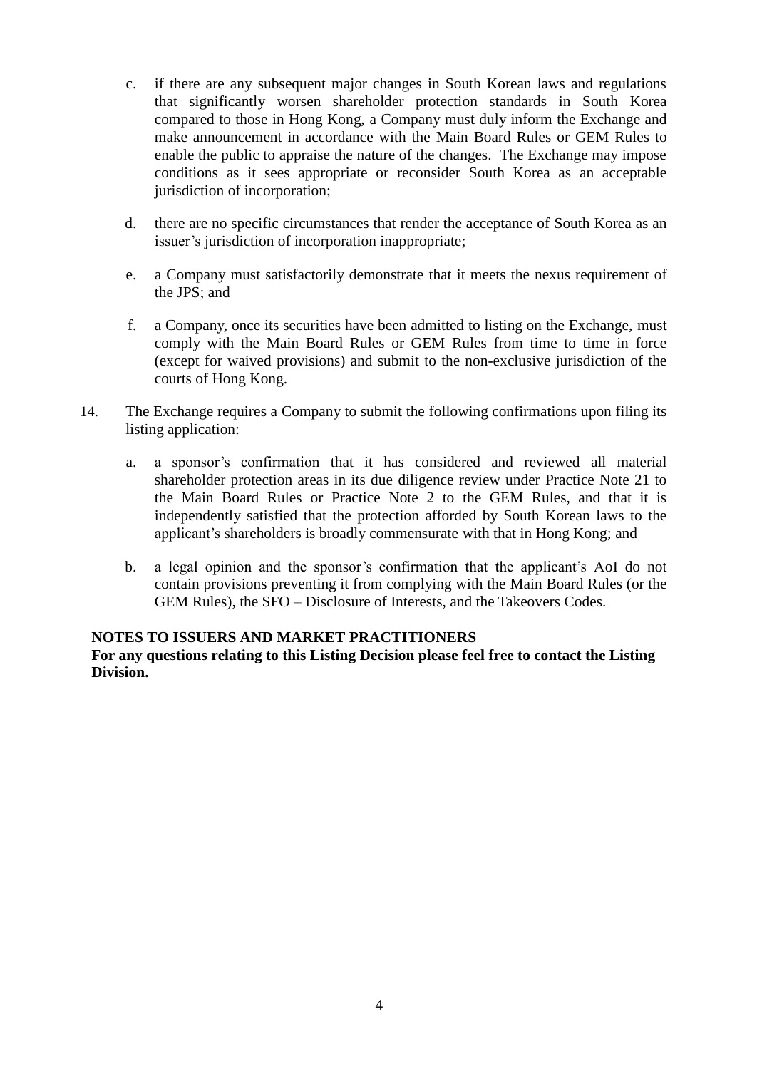c. if there are any subsequent major changes in South Korean laws and regulations that significantly worsen shareholder protection standards in South Korea compared to those in Hong Kong, a Company must duly inform the Exchange and make announcement in accordance with the Main Board Rules or GEM Rules to enable the public to appraise the nature of the changes. The Exchange may impose conditions as it sees appropriate or reconsider South Korea as an acceptable jurisdiction of incorporation;

d. there are no specific circumstances that render the acceptance of South Korea as an issuer's jurisdiction of incorporation inappropriate;

e. a Company must satisfactorily demonstrate that it meets the nexus requirement of the JPS; and

f. a Company, once its securities have been admitted to listing on the Exchange, must comply with the Main Board Rules or GEM Rules from time to time in force (except for waived provisions) and submit to the non-exclusive jurisdiction of the courts of Hong Kong.

14. The Exchange requires a Company to submit the following confirmations upon filing its listing application:

a. a sponsor's confirmation that it has considered and reviewed all material shareholder protection areas in its due diligence review under Practice Note 21 to the Main Board Rules or Practice Note 2 to the GEM Rules, and that it is independently satisfied that the protection afforded by South Korean laws to the applicant's shareholders is broadly commensurate with that in Hong Kong; and

b. a legal opinion and the sponsor's confirmation that the applicant's AoI do not contain provisions preventing it from complying with the Main Board Rules (or the GEM Rules), the SFO – Disclosure of Interests, and the Takeovers Codes.

**NOTES TO ISSUERS AND MARKET PRACTITIONERS**
**For any questions relating to this Listing Decision please feel free to contact the Listing Division.**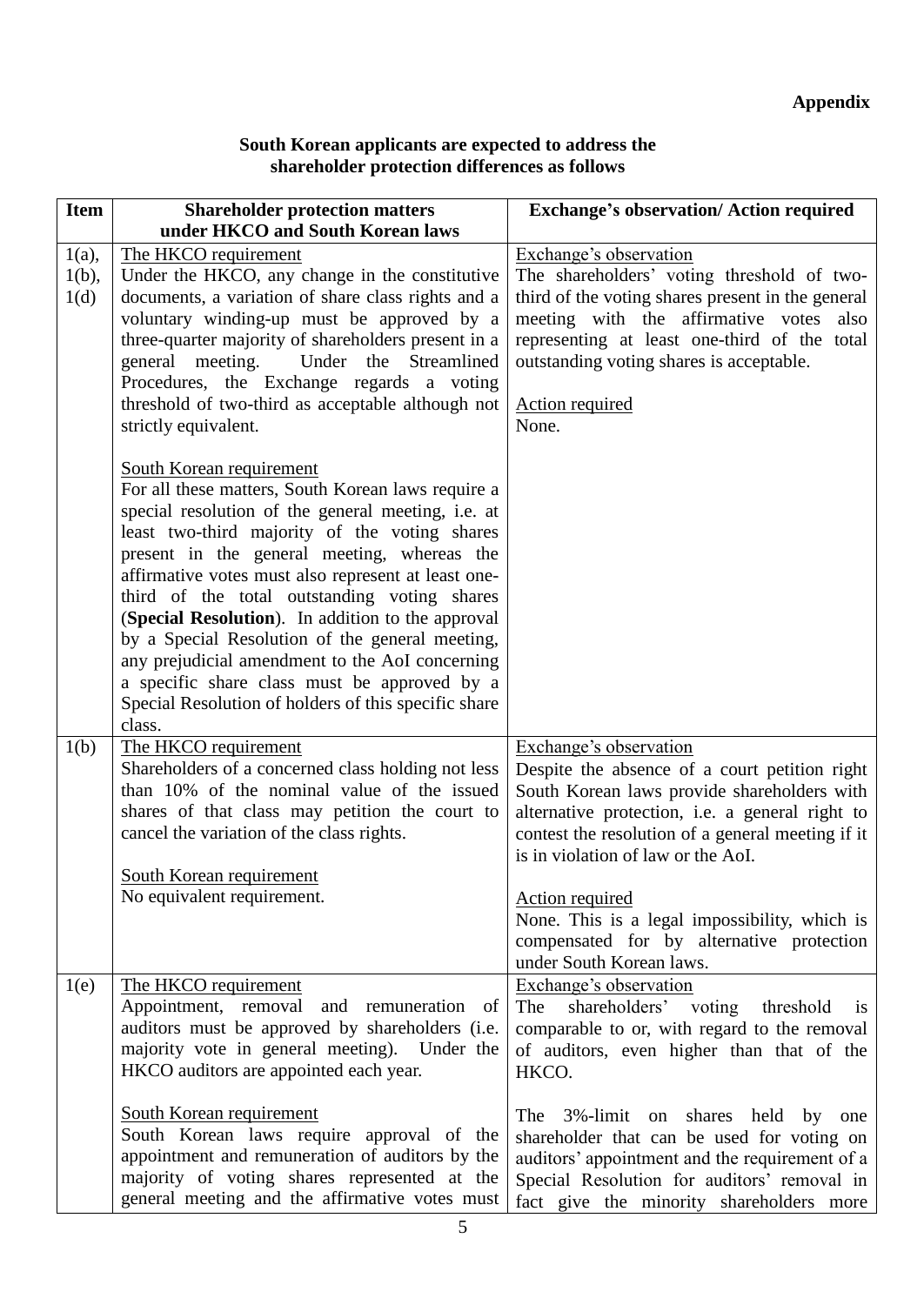**Appendix**

**South Korean applicants are expected to address the shareholder protection differences as follows**

| Item | Shareholder protection matters under HKCO and South Korean laws | Exchange's observation/ Action required |
|---|---|---|
| 1(a), 1(b), 1(d) | The HKCO requirement<br>Under the HKCO, any change in the constitutive documents, a variation of share class rights and a voluntary winding-up must be approved by a three-quarter majority of shareholders present in a general meeting. Under the Streamlined Procedures, the Exchange regards a voting threshold of two-third as acceptable although not strictly equivalent.<br><br>South Korean requirement<br>For all these matters, South Korean laws require a special resolution of the general meeting, i.e. at least two-third majority of the voting shares present in the general meeting, whereas the affirmative votes must also represent at least one-third of the total outstanding voting shares (**Special Resolution**). In addition to the approval by a Special Resolution of the general meeting, any prejudicial amendment to the AoI concerning a specific share class must be approved by a Special Resolution of holders of this specific share class. | Exchange's observation<br>The shareholders' voting threshold of two-third of the voting shares present in the general meeting with the affirmative votes also representing at least one-third of the total outstanding voting shares is acceptable.<br><br>Action required<br>None. |
| 1(b) | The HKCO requirement<br>Shareholders of a concerned class holding not less than 10% of the nominal value of the issued shares of that class may petition the court to cancel the variation of the class rights.<br><br>South Korean requirement<br>No equivalent requirement. | Exchange's observation<br>Despite the absence of a court petition right South Korean laws provide shareholders with alternative protection, i.e. a general right to contest the resolution of a general meeting if it is in violation of law or the AoI.<br><br>Action required<br>None. This is a legal impossibility, which is compensated for by alternative protection under South Korean laws. |
| 1(e) | The HKCO requirement<br>Appointment, removal and remuneration of auditors must be approved by shareholders (i.e. majority vote in general meeting). Under the HKCO auditors are appointed each year.<br><br>South Korean requirement<br>South Korean laws require approval of the appointment and remuneration of auditors by the majority of voting shares represented at the general meeting and the affirmative votes must | Exchange's observation<br>The shareholders' voting threshold is comparable to or, with regard to the removal of auditors, even higher than that of the HKCO.<br><br>The 3%-limit on shares held by one shareholder that can be used for voting on auditors' appointment and the requirement of a Special Resolution for auditors' removal in fact give the minority shareholders more |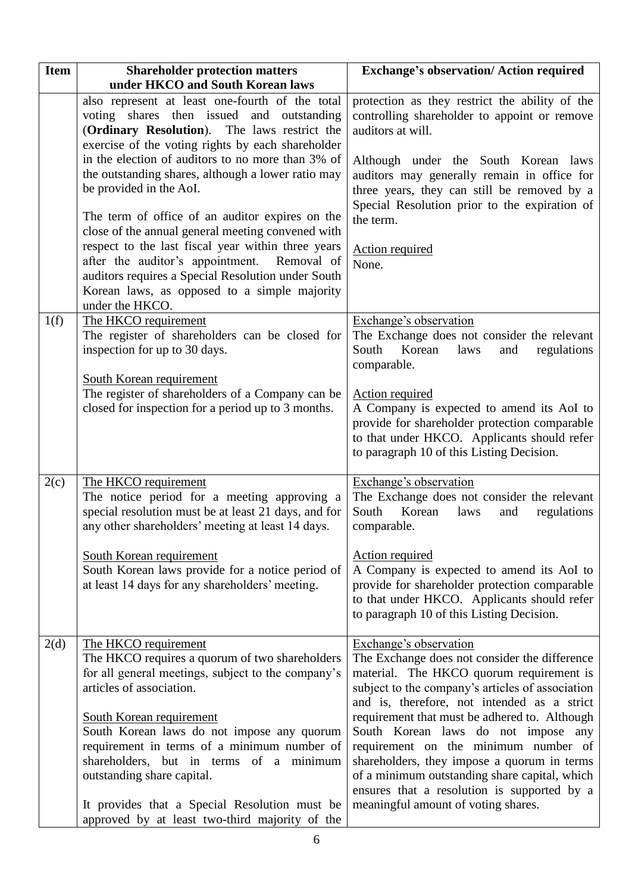| Item | Shareholder protection matters under HKCO and South Korean laws | Exchange's observation/ Action required |
|---|---|---|
| | also represent at least one-fourth of the total voting shares then issued and outstanding (**Ordinary Resolution**). The laws restrict the exercise of the voting rights by each shareholder in the election of auditors to no more than 3% of the outstanding shares, although a lower ratio may be provided in the AoI.<br><br>The term of office of an auditor expires on the close of the annual general meeting convened with respect to the last fiscal year within three years after the auditor's appointment. Removal of auditors requires a Special Resolution under South Korean laws, as opposed to a simple majority under the HKCO. | protection as they restrict the ability of the controlling shareholder to appoint or remove auditors at will.<br><br>Although under the South Korean laws auditors may generally remain in office for three years, they can still be removed by a Special Resolution prior to the expiration of the term.<br><br>Action required<br>None. |
| 1(f) | The HKCO requirement<br>The register of shareholders can be closed for inspection for up to 30 days.<br><br>South Korean requirement<br>The register of shareholders of a Company can be closed for inspection for a period up to 3 months. | Exchange's observation<br>The Exchange does not consider the relevant South Korean laws and regulations comparable.<br><br>Action required<br>A Company is expected to amend its AoI to provide for shareholder protection comparable to that under HKCO. Applicants should refer to paragraph 10 of this Listing Decision. |
| 2(c) | The HKCO requirement<br>The notice period for a meeting approving a special resolution must be at least 21 days, and for any other shareholders' meeting at least 14 days.<br><br>South Korean requirement<br>South Korean laws provide for a notice period of at least 14 days for any shareholders' meeting. | Exchange's observation<br>The Exchange does not consider the relevant South Korean laws and regulations comparable.<br><br>Action required<br>A Company is expected to amend its AoI to provide for shareholder protection comparable to that under HKCO. Applicants should refer to paragraph 10 of this Listing Decision. |
| 2(d) | The HKCO requirement<br>The HKCO requires a quorum of two shareholders for all general meetings, subject to the company's articles of association.<br><br>South Korean requirement<br>South Korean laws do not impose any quorum requirement in terms of a minimum number of shareholders, but in terms of a minimum outstanding share capital.<br><br>It provides that a Special Resolution must be approved by at least two-third majority of the | Exchange's observation<br>The Exchange does not consider the difference material. The HKCO quorum requirement is subject to the company's articles of association and is, therefore, not intended as a strict requirement that must be adhered to. Although South Korean laws do not impose any requirement on the minimum number of shareholders, they impose a quorum in terms of a minimum outstanding share capital, which ensures that a resolution is supported by a meaningful amount of voting shares. |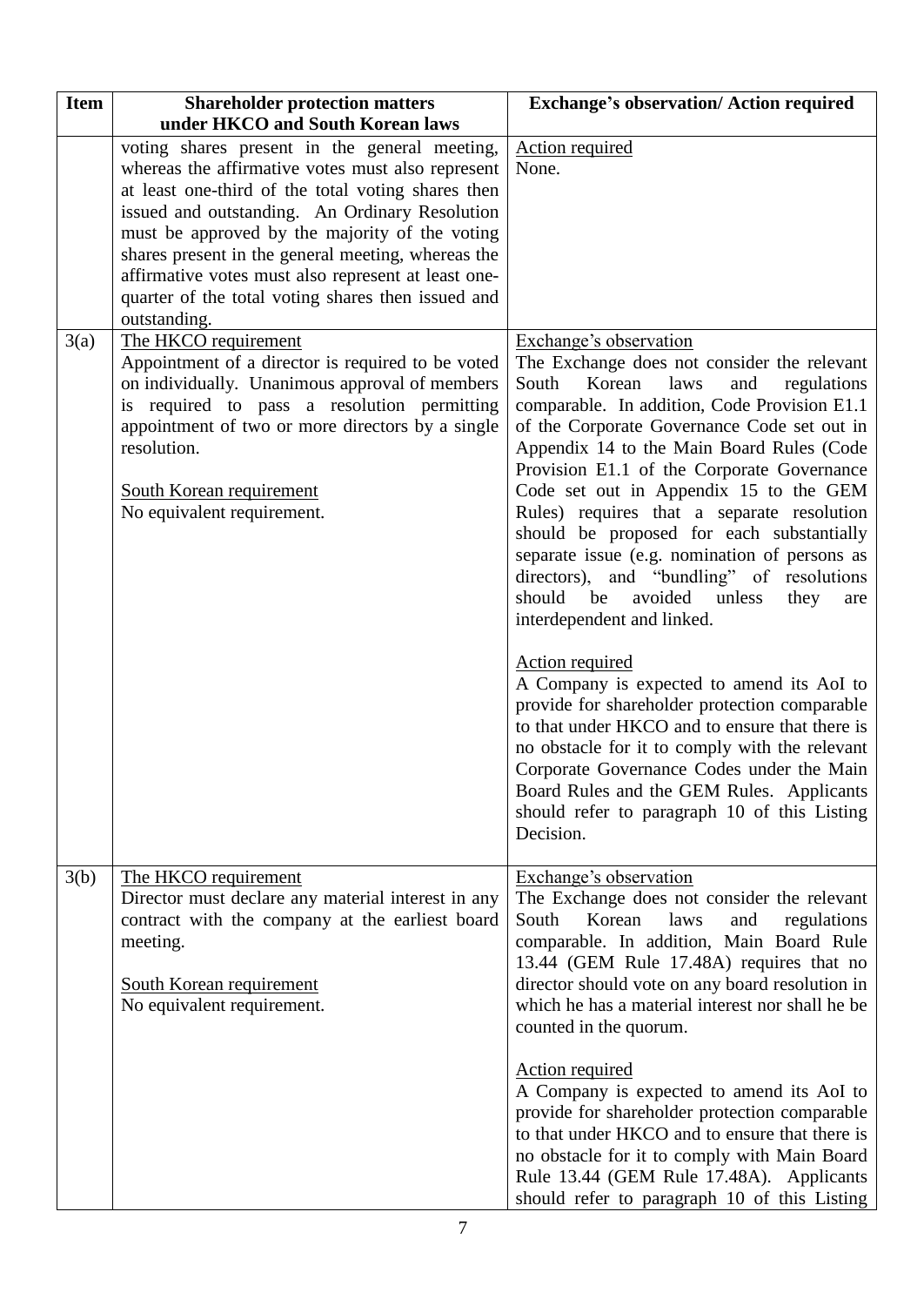| Item | Shareholder protection matters under HKCO and South Korean laws | Exchange's observation/ Action required |
|---|---|---|
| | voting shares present in the general meeting, whereas the affirmative votes must also represent at least one-third of the total voting shares then issued and outstanding. An Ordinary Resolution must be approved by the majority of the voting shares present in the general meeting, whereas the affirmative votes must also represent at least one-quarter of the total voting shares then issued and outstanding. | Action required<br>None. |
| 3(a) | The HKCO requirement<br>Appointment of a director is required to be voted on individually. Unanimous approval of members is required to pass a resolution permitting appointment of two or more directors by a single resolution.<br><br>South Korean requirement<br>No equivalent requirement. | Exchange's observation<br>The Exchange does not consider the relevant South Korean laws and regulations comparable. In addition, Code Provision E1.1 of the Corporate Governance Code set out in Appendix 14 to the Main Board Rules (Code Provision E1.1 of the Corporate Governance Code set out in Appendix 15 to the GEM Rules) requires that a separate resolution should be proposed for each substantially separate issue (e.g. nomination of persons as directors), and "bundling" of resolutions should be avoided unless they are interdependent and linked.<br><br>Action required<br>A Company is expected to amend its AoI to provide for shareholder protection comparable to that under HKCO and to ensure that there is no obstacle for it to comply with the relevant Corporate Governance Codes under the Main Board Rules and the GEM Rules. Applicants should refer to paragraph 10 of this Listing Decision. |
| 3(b) | The HKCO requirement<br>Director must declare any material interest in any contract with the company at the earliest board meeting.<br><br>South Korean requirement<br>No equivalent requirement. | Exchange's observation<br>The Exchange does not consider the relevant South Korean laws and regulations comparable. In addition, Main Board Rule 13.44 (GEM Rule 17.48A) requires that no director should vote on any board resolution in which he has a material interest nor shall he be counted in the quorum.<br><br>Action required<br>A Company is expected to amend its AoI to provide for shareholder protection comparable to that under HKCO and to ensure that there is no obstacle for it to comply with Main Board Rule 13.44 (GEM Rule 17.48A). Applicants should refer to paragraph 10 of this Listing |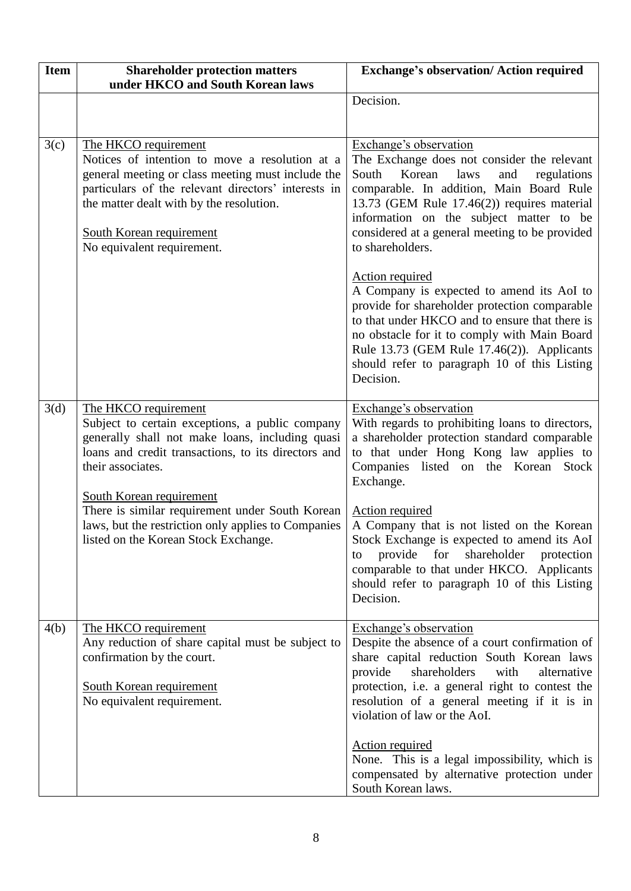| Item | Shareholder protection matters under HKCO and South Korean laws | Exchange's observation/ Action required |
|---|---|---|
| | | Decision. |
| 3(c) | The HKCO requirement<br>Notices of intention to move a resolution at a general meeting or class meeting must include the particulars of the relevant directors' interests in the matter dealt with by the resolution.<br><br>South Korean requirement<br>No equivalent requirement. | Exchange's observation<br>The Exchange does not consider the relevant South Korean laws and regulations comparable. In addition, Main Board Rule 13.73 (GEM Rule 17.46(2)) requires material information on the subject matter to be considered at a general meeting to be provided to shareholders.<br><br>Action required<br>A Company is expected to amend its AoI to provide for shareholder protection comparable to that under HKCO and to ensure that there is no obstacle for it to comply with Main Board Rule 13.73 (GEM Rule 17.46(2)). Applicants should refer to paragraph 10 of this Listing Decision. |
| 3(d) | The HKCO requirement<br>Subject to certain exceptions, a public company generally shall not make loans, including quasi loans and credit transactions, to its directors and their associates.<br><br>South Korean requirement<br>There is similar requirement under South Korean laws, but the restriction only applies to Companies listed on the Korean Stock Exchange. | Exchange's observation<br>With regards to prohibiting loans to directors, a shareholder protection standard comparable to that under Hong Kong law applies to Companies listed on the Korean Stock Exchange.<br><br>Action required<br>A Company that is not listed on the Korean Stock Exchange is expected to amend its AoI to provide for shareholder protection comparable to that under HKCO. Applicants should refer to paragraph 10 of this Listing Decision. |
| 4(b) | The HKCO requirement<br>Any reduction of share capital must be subject to confirmation by the court.<br><br>South Korean requirement<br>No equivalent requirement. | Exchange's observation<br>Despite the absence of a court confirmation of share capital reduction South Korean laws provide shareholders with alternative protection, i.e. a general right to contest the resolution of a general meeting if it is in violation of law or the AoI.<br><br>Action required<br>None. This is a legal impossibility, which is compensated by alternative protection under South Korean laws. |